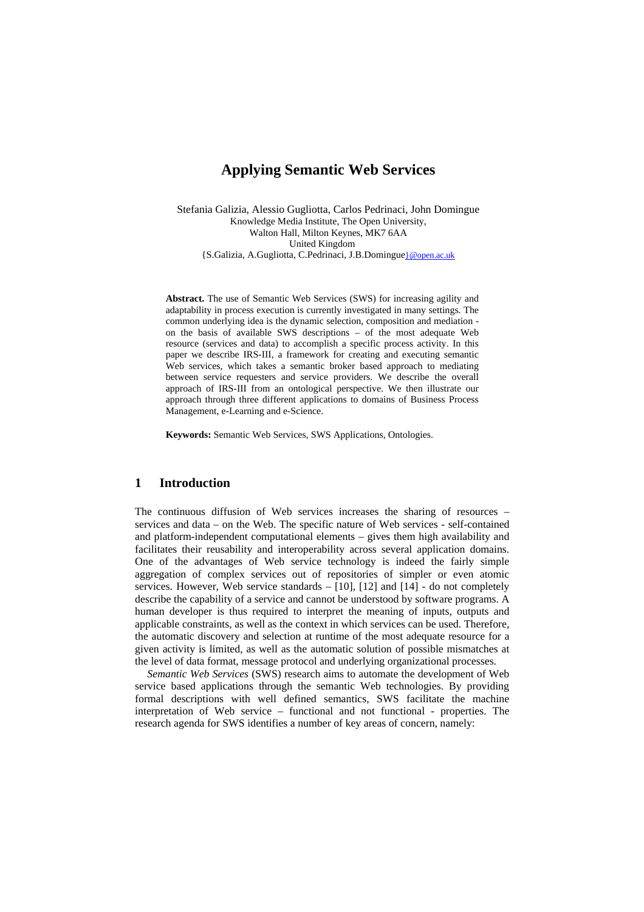# Applying Semantic Web Services

Stefania Galizia, Alessio Gugliotta, Carlos Pedrinaci, John Domingue
Knowledge Media Institute, The Open University,
Walton Hall, Milton Keynes, MK7 6AA
United Kingdom
{S.Galizia, A.Gugliotta, C.Pedrinaci, J.B.Domingue}@open.ac.uk

**Abstract.** The use of Semantic Web Services (SWS) for increasing agility and adaptability in process execution is currently investigated in many settings. The common underlying idea is the dynamic selection, composition and mediation - on the basis of available SWS descriptions – of the most adequate Web resource (services and data) to accomplish a specific process activity. In this paper we describe IRS-III, a framework for creating and executing semantic Web services, which takes a semantic broker based approach to mediating between service requesters and service providers. We describe the overall approach of IRS-III from an ontological perspective. We then illustrate our approach through three different applications to domains of Business Process Management, e-Learning and e-Science.

**Keywords:** Semantic Web Services, SWS Applications, Ontologies.

## 1 Introduction

The continuous diffusion of Web services increases the sharing of resources – services and data – on the Web. The specific nature of Web services - self-contained and platform-independent computational elements – gives them high availability and facilitates their reusability and interoperability across several application domains. One of the advantages of Web service technology is indeed the fairly simple aggregation of complex services out of repositories of simpler or even atomic services. However, Web service standards – [10], [12] and [14] - do not completely describe the capability of a service and cannot be understood by software programs. A human developer is thus required to interpret the meaning of inputs, outputs and applicable constraints, as well as the context in which services can be used. Therefore, the automatic discovery and selection at runtime of the most adequate resource for a given activity is limited, as well as the automatic solution of possible mismatches at the level of data format, message protocol and underlying organizational processes.

*Semantic Web Services* (SWS) research aims to automate the development of Web service based applications through the semantic Web technologies. By providing formal descriptions with well defined semantics, SWS facilitate the machine interpretation of Web service – functional and not functional - properties. The research agenda for SWS identifies a number of key areas of concern, namely: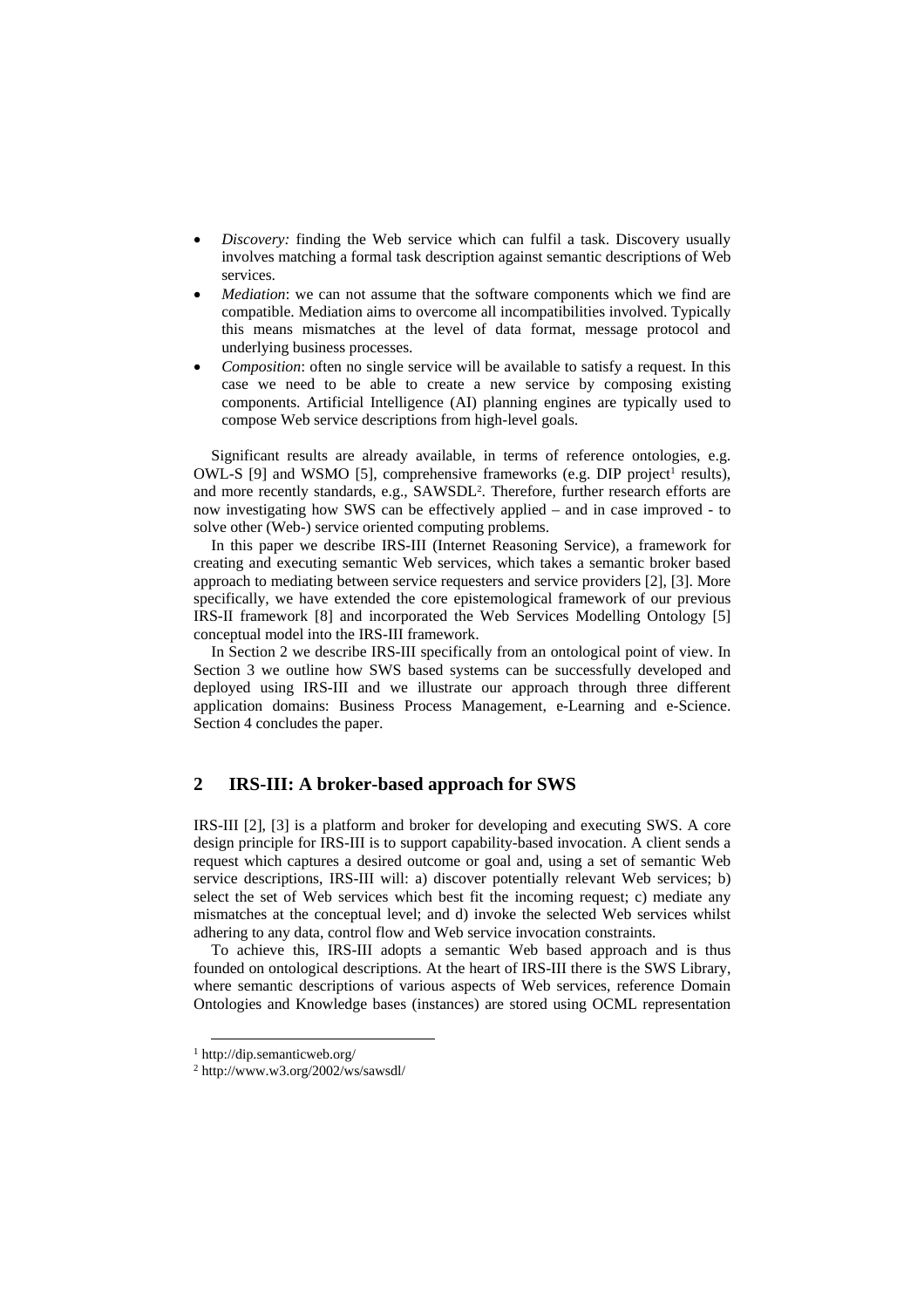- *Discovery:* finding the Web service which can fulfil a task. Discovery usually involves matching a formal task description against semantic descriptions of Web services.
- *Mediation*: we can not assume that the software components which we find are compatible. Mediation aims to overcome all incompatibilities involved. Typically this means mismatches at the level of data format, message protocol and underlying business processes.
- *Composition*: often no single service will be available to satisfy a request. In this case we need to be able to create a new service by composing existing components. Artificial Intelligence (AI) planning engines are typically used to compose Web service descriptions from high-level goals.

Significant results are already available, in terms of reference ontologies, e.g. OWL-S [9] and WSMO [5], comprehensive frameworks (e.g. DIP project[1] results), and more recently standards, e.g., SAWSDL[2]. Therefore, further research efforts are now investigating how SWS can be effectively applied – and in case improved - to solve other (Web-) service oriented computing problems.

In this paper we describe IRS-III (Internet Reasoning Service), a framework for creating and executing semantic Web services, which takes a semantic broker based approach to mediating between service requesters and service providers [2], [3]. More specifically, we have extended the core epistemological framework of our previous IRS-II framework [8] and incorporated the Web Services Modelling Ontology [5] conceptual model into the IRS-III framework.

In Section 2 we describe IRS-III specifically from an ontological point of view. In Section 3 we outline how SWS based systems can be successfully developed and deployed using IRS-III and we illustrate our approach through three different application domains: Business Process Management, e-Learning and e-Science. Section 4 concludes the paper.

## 2 IRS-III: A broker-based approach for SWS

IRS-III [2], [3] is a platform and broker for developing and executing SWS. A core design principle for IRS-III is to support capability-based invocation. A client sends a request which captures a desired outcome or goal and, using a set of semantic Web service descriptions, IRS-III will: a) discover potentially relevant Web services; b) select the set of Web services which best fit the incoming request; c) mediate any mismatches at the conceptual level; and d) invoke the selected Web services whilst adhering to any data, control flow and Web service invocation constraints.

To achieve this, IRS-III adopts a semantic Web based approach and is thus founded on ontological descriptions. At the heart of IRS-III there is the SWS Library, where semantic descriptions of various aspects of Web services, reference Domain Ontologies and Knowledge bases (instances) are stored using OCML representation

[1] http://dip.semanticweb.org/

[2] http://www.w3.org/2002/ws/sawsdl/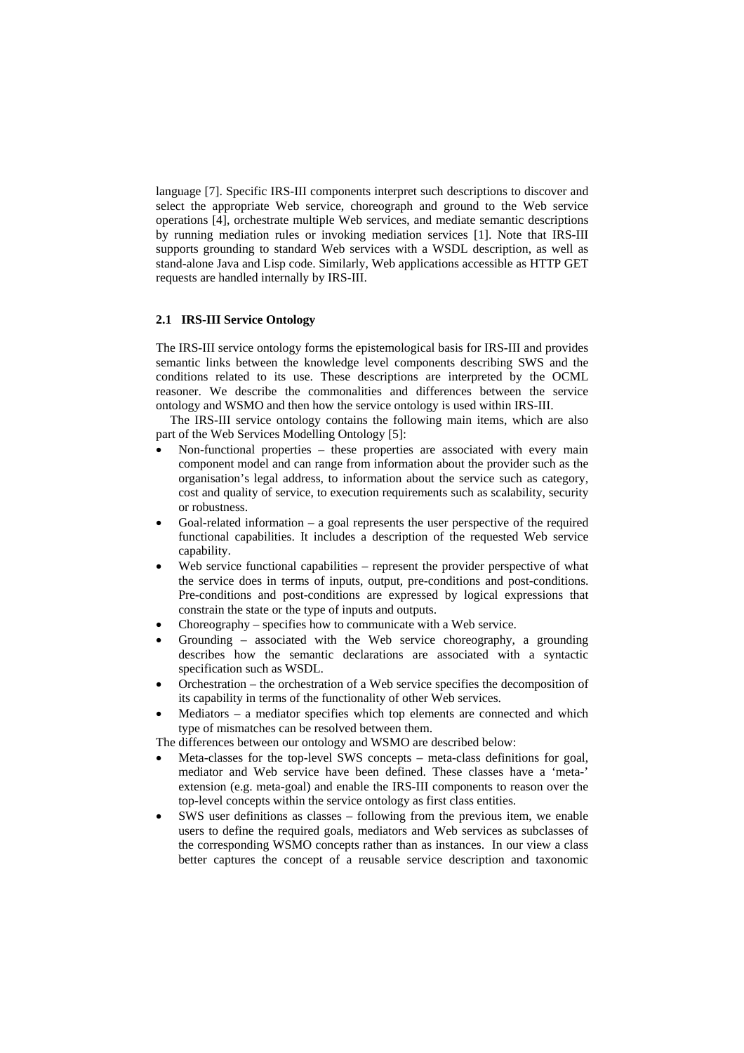language [7]. Specific IRS-III components interpret such descriptions to discover and select the appropriate Web service, choreograph and ground to the Web service operations [4], orchestrate multiple Web services, and mediate semantic descriptions by running mediation rules or invoking mediation services [1]. Note that IRS-III supports grounding to standard Web services with a WSDL description, as well as stand-alone Java and Lisp code. Similarly, Web applications accessible as HTTP GET requests are handled internally by IRS-III.

### 2.1 IRS-III Service Ontology

The IRS-III service ontology forms the epistemological basis for IRS-III and provides semantic links between the knowledge level components describing SWS and the conditions related to its use. These descriptions are interpreted by the OCML reasoner. We describe the commonalities and differences between the service ontology and WSMO and then how the service ontology is used within IRS-III.

The IRS-III service ontology contains the following main items, which are also part of the Web Services Modelling Ontology [5]:

- Non-functional properties – these properties are associated with every main component model and can range from information about the provider such as the organisation's legal address, to information about the service such as category, cost and quality of service, to execution requirements such as scalability, security or robustness.
- Goal-related information – a goal represents the user perspective of the required functional capabilities. It includes a description of the requested Web service capability.
- Web service functional capabilities – represent the provider perspective of what the service does in terms of inputs, output, pre-conditions and post-conditions. Pre-conditions and post-conditions are expressed by logical expressions that constrain the state or the type of inputs and outputs.
- Choreography – specifies how to communicate with a Web service.
- Grounding – associated with the Web service choreography, a grounding describes how the semantic declarations are associated with a syntactic specification such as WSDL.
- Orchestration – the orchestration of a Web service specifies the decomposition of its capability in terms of the functionality of other Web services.
- Mediators – a mediator specifies which top elements are connected and which type of mismatches can be resolved between them.

The differences between our ontology and WSMO are described below:

- Meta-classes for the top-level SWS concepts – meta-class definitions for goal, mediator and Web service have been defined. These classes have a 'meta-' extension (e.g. meta-goal) and enable the IRS-III components to reason over the top-level concepts within the service ontology as first class entities.
- SWS user definitions as classes – following from the previous item, we enable users to define the required goals, mediators and Web services as subclasses of the corresponding WSMO concepts rather than as instances. In our view a class better captures the concept of a reusable service description and taxonomic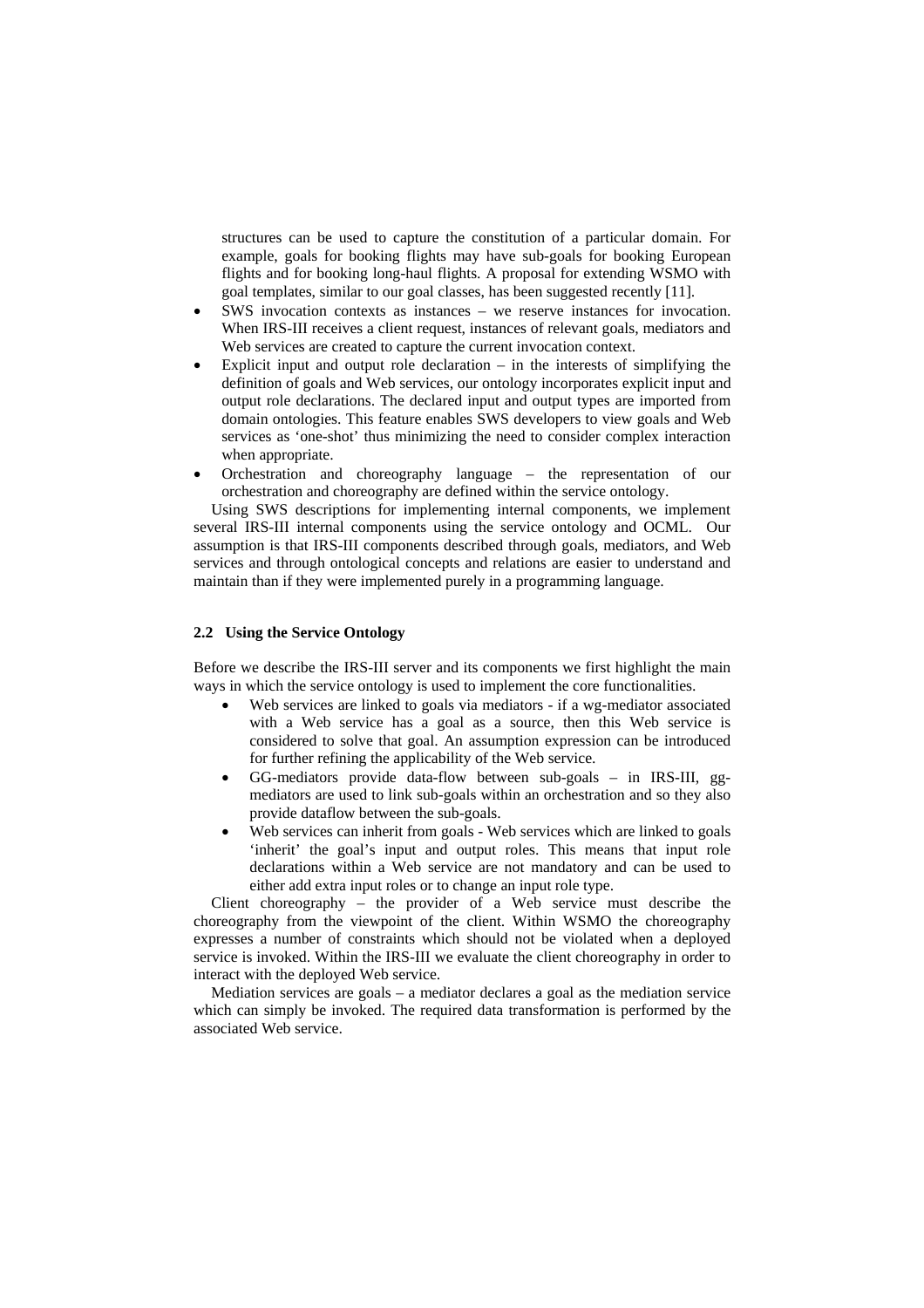structures can be used to capture the constitution of a particular domain. For example, goals for booking flights may have sub-goals for booking European flights and for booking long-haul flights. A proposal for extending WSMO with goal templates, similar to our goal classes, has been suggested recently [11].

- SWS invocation contexts as instances – we reserve instances for invocation. When IRS-III receives a client request, instances of relevant goals, mediators and Web services are created to capture the current invocation context.
- Explicit input and output role declaration – in the interests of simplifying the definition of goals and Web services, our ontology incorporates explicit input and output role declarations. The declared input and output types are imported from domain ontologies. This feature enables SWS developers to view goals and Web services as 'one-shot' thus minimizing the need to consider complex interaction when appropriate.
- Orchestration and choreography language – the representation of our orchestration and choreography are defined within the service ontology.

Using SWS descriptions for implementing internal components, we implement several IRS-III internal components using the service ontology and OCML. Our assumption is that IRS-III components described through goals, mediators, and Web services and through ontological concepts and relations are easier to understand and maintain than if they were implemented purely in a programming language.

### 2.2 Using the Service Ontology

Before we describe the IRS-III server and its components we first highlight the main ways in which the service ontology is used to implement the core functionalities.

- Web services are linked to goals via mediators - if a wg-mediator associated with a Web service has a goal as a source, then this Web service is considered to solve that goal. An assumption expression can be introduced for further refining the applicability of the Web service.
- GG-mediators provide data-flow between sub-goals – in IRS-III, gg-mediators are used to link sub-goals within an orchestration and so they also provide dataflow between the sub-goals.
- Web services can inherit from goals - Web services which are linked to goals 'inherit' the goal's input and output roles. This means that input role declarations within a Web service are not mandatory and can be used to either add extra input roles or to change an input role type.

Client choreography – the provider of a Web service must describe the choreography from the viewpoint of the client. Within WSMO the choreography expresses a number of constraints which should not be violated when a deployed service is invoked. Within the IRS-III we evaluate the client choreography in order to interact with the deployed Web service.

Mediation services are goals – a mediator declares a goal as the mediation service which can simply be invoked. The required data transformation is performed by the associated Web service.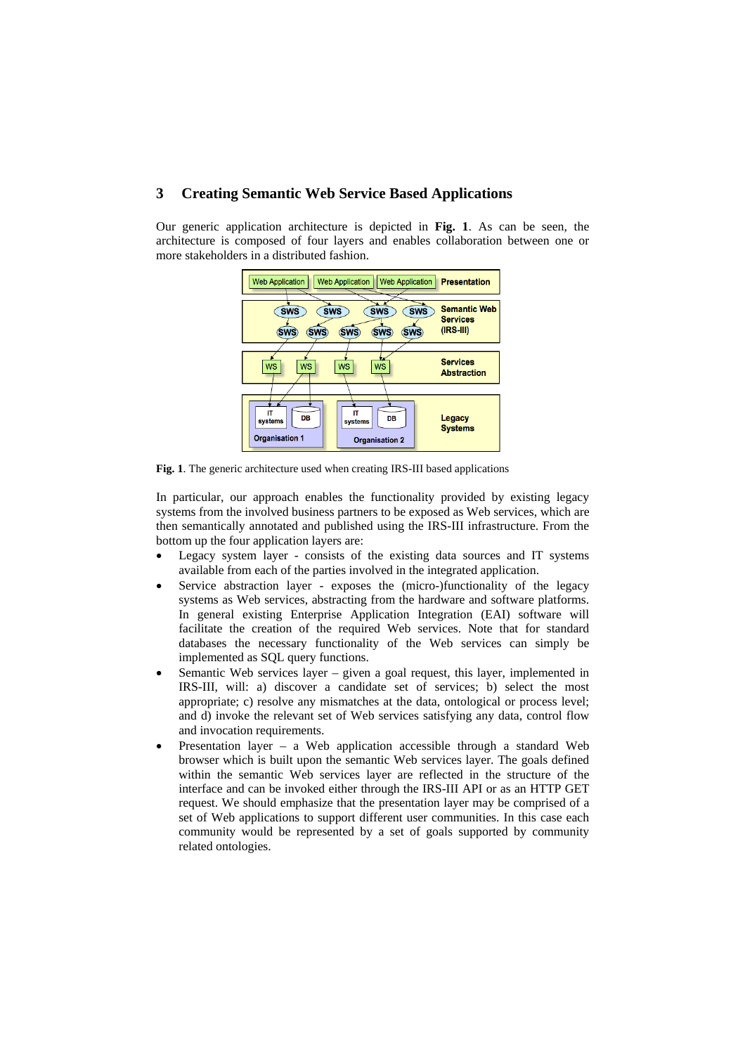## 3 Creating Semantic Web Service Based Applications

Our generic application architecture is depicted in **Fig. 1**. As can be seen, the architecture is composed of four layers and enables collaboration between one or more stakeholders in a distributed fashion.

**Fig. 1**. The generic architecture used when creating IRS-III based applications

In particular, our approach enables the functionality provided by existing legacy systems from the involved business partners to be exposed as Web services, which are then semantically annotated and published using the IRS-III infrastructure. From the bottom up the four application layers are:

- Legacy system layer - consists of the existing data sources and IT systems available from each of the parties involved in the integrated application.
- Service abstraction layer - exposes the (micro-)functionality of the legacy systems as Web services, abstracting from the hardware and software platforms. In general existing Enterprise Application Integration (EAI) software will facilitate the creation of the required Web services. Note that for standard databases the necessary functionality of the Web services can simply be implemented as SQL query functions.
- Semantic Web services layer – given a goal request, this layer, implemented in IRS-III, will: a) discover a candidate set of services; b) select the most appropriate; c) resolve any mismatches at the data, ontological or process level; and d) invoke the relevant set of Web services satisfying any data, control flow and invocation requirements.
- Presentation layer – a Web application accessible through a standard Web browser which is built upon the semantic Web services layer. The goals defined within the semantic Web services layer are reflected in the structure of the interface and can be invoked either through the IRS-III API or as an HTTP GET request. We should emphasize that the presentation layer may be comprised of a set of Web applications to support different user communities. In this case each community would be represented by a set of goals supported by community related ontologies.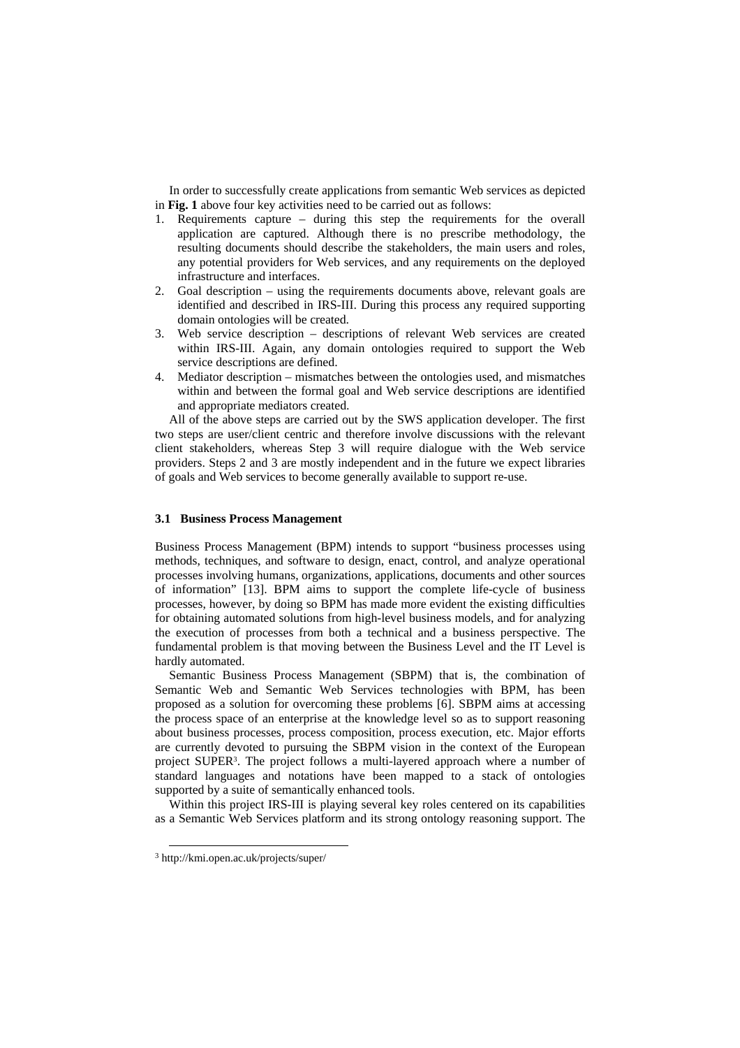In order to successfully create applications from semantic Web services as depicted in **Fig. 1** above four key activities need to be carried out as follows:

1. Requirements capture – during this step the requirements for the overall application are captured. Although there is no prescribe methodology, the resulting documents should describe the stakeholders, the main users and roles, any potential providers for Web services, and any requirements on the deployed infrastructure and interfaces.
2. Goal description – using the requirements documents above, relevant goals are identified and described in IRS-III. During this process any required supporting domain ontologies will be created.
3. Web service description – descriptions of relevant Web services are created within IRS-III. Again, any domain ontologies required to support the Web service descriptions are defined.
4. Mediator description – mismatches between the ontologies used, and mismatches within and between the formal goal and Web service descriptions are identified and appropriate mediators created.

All of the above steps are carried out by the SWS application developer. The first two steps are user/client centric and therefore involve discussions with the relevant client stakeholders, whereas Step 3 will require dialogue with the Web service providers. Steps 2 and 3 are mostly independent and in the future we expect libraries of goals and Web services to become generally available to support re-use.

### 3.1 Business Process Management

Business Process Management (BPM) intends to support "business processes using methods, techniques, and software to design, enact, control, and analyze operational processes involving humans, organizations, applications, documents and other sources of information" [13]. BPM aims to support the complete life-cycle of business processes, however, by doing so BPM has made more evident the existing difficulties for obtaining automated solutions from high-level business models, and for analyzing the execution of processes from both a technical and a business perspective. The fundamental problem is that moving between the Business Level and the IT Level is hardly automated.

Semantic Business Process Management (SBPM) that is, the combination of Semantic Web and Semantic Web Services technologies with BPM, has been proposed as a solution for overcoming these problems [6]. SBPM aims at accessing the process space of an enterprise at the knowledge level so as to support reasoning about business processes, process composition, process execution, etc. Major efforts are currently devoted to pursuing the SBPM vision in the context of the European project SUPER[3]. The project follows a multi-layered approach where a number of standard languages and notations have been mapped to a stack of ontologies supported by a suite of semantically enhanced tools.

Within this project IRS-III is playing several key roles centered on its capabilities as a Semantic Web Services platform and its strong ontology reasoning support. The

[3] http://kmi.open.ac.uk/projects/super/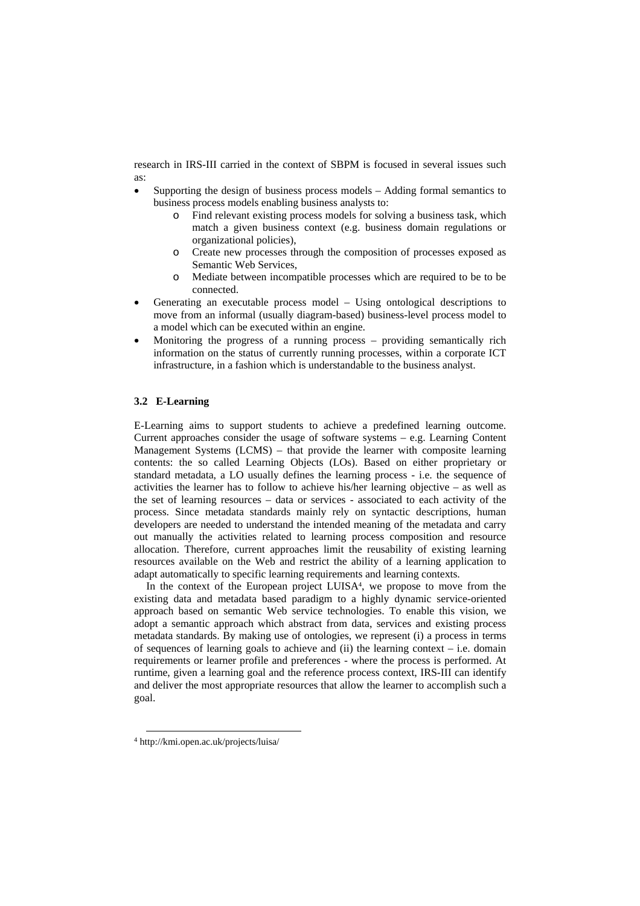research in IRS-III carried in the context of SBPM is focused in several issues such as:

- Supporting the design of business process models – Adding formal semantics to business process models enabling business analysts to:
  - Find relevant existing process models for solving a business task, which match a given business context (e.g. business domain regulations or organizational policies),
  - Create new processes through the composition of processes exposed as Semantic Web Services,
  - Mediate between incompatible processes which are required to be to be connected.
- Generating an executable process model – Using ontological descriptions to move from an informal (usually diagram-based) business-level process model to a model which can be executed within an engine.
- Monitoring the progress of a running process – providing semantically rich information on the status of currently running processes, within a corporate ICT infrastructure, in a fashion which is understandable to the business analyst.

### 3.2 E-Learning

E-Learning aims to support students to achieve a predefined learning outcome. Current approaches consider the usage of software systems – e.g. Learning Content Management Systems (LCMS) – that provide the learner with composite learning contents: the so called Learning Objects (LOs). Based on either proprietary or standard metadata, a LO usually defines the learning process - i.e. the sequence of activities the learner has to follow to achieve his/her learning objective – as well as the set of learning resources – data or services - associated to each activity of the process. Since metadata standards mainly rely on syntactic descriptions, human developers are needed to understand the intended meaning of the metadata and carry out manually the activities related to learning process composition and resource allocation. Therefore, current approaches limit the reusability of existing learning resources available on the Web and restrict the ability of a learning application to adapt automatically to specific learning requirements and learning contexts.

In the context of the European project LUISA[4], we propose to move from the existing data and metadata based paradigm to a highly dynamic service-oriented approach based on semantic Web service technologies. To enable this vision, we adopt a semantic approach which abstract from data, services and existing process metadata standards. By making use of ontologies, we represent (i) a process in terms of sequences of learning goals to achieve and (ii) the learning context – i.e. domain requirements or learner profile and preferences - where the process is performed. At runtime, given a learning goal and the reference process context, IRS-III can identify and deliver the most appropriate resources that allow the learner to accomplish such a goal.

[4] http://kmi.open.ac.uk/projects/luisa/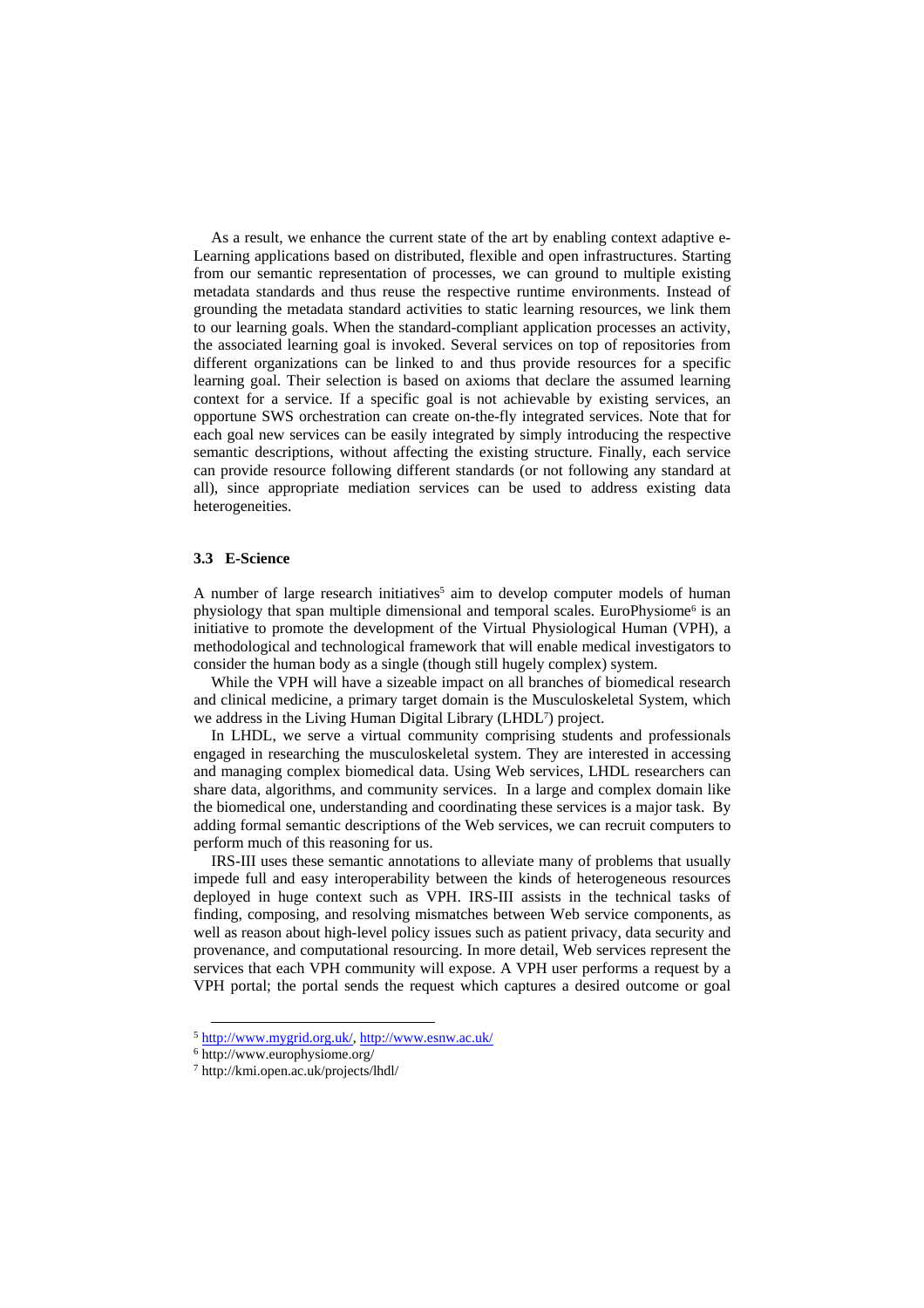As a result, we enhance the current state of the art by enabling context adaptive e-Learning applications based on distributed, flexible and open infrastructures. Starting from our semantic representation of processes, we can ground to multiple existing metadata standards and thus reuse the respective runtime environments. Instead of grounding the metadata standard activities to static learning resources, we link them to our learning goals. When the standard-compliant application processes an activity, the associated learning goal is invoked. Several services on top of repositories from different organizations can be linked to and thus provide resources for a specific learning goal. Their selection is based on axioms that declare the assumed learning context for a service. If a specific goal is not achievable by existing services, an opportune SWS orchestration can create on-the-fly integrated services. Note that for each goal new services can be easily integrated by simply introducing the respective semantic descriptions, without affecting the existing structure. Finally, each service can provide resource following different standards (or not following any standard at all), since appropriate mediation services can be used to address existing data heterogeneities.

### 3.3 E-Science

A number of large research initiatives[5] aim to develop computer models of human physiology that span multiple dimensional and temporal scales. EuroPhysiome[6] is an initiative to promote the development of the Virtual Physiological Human (VPH), a methodological and technological framework that will enable medical investigators to consider the human body as a single (though still hugely complex) system.

While the VPH will have a sizeable impact on all branches of biomedical research and clinical medicine, a primary target domain is the Musculoskeletal System, which we address in the Living Human Digital Library (LHDL[7]) project.

In LHDL, we serve a virtual community comprising students and professionals engaged in researching the musculoskeletal system. They are interested in accessing and managing complex biomedical data. Using Web services, LHDL researchers can share data, algorithms, and community services. In a large and complex domain like the biomedical one, understanding and coordinating these services is a major task. By adding formal semantic descriptions of the Web services, we can recruit computers to perform much of this reasoning for us.

IRS-III uses these semantic annotations to alleviate many of problems that usually impede full and easy interoperability between the kinds of heterogeneous resources deployed in huge context such as VPH. IRS-III assists in the technical tasks of finding, composing, and resolving mismatches between Web service components, as well as reason about high-level policy issues such as patient privacy, data security and provenance, and computational resourcing. In more detail, Web services represent the services that each VPH community will expose. A VPH user performs a request by a VPH portal; the portal sends the request which captures a desired outcome or goal

---

[5] http://www.mygrid.org.uk/, http://www.esnw.ac.uk/

[6] http://www.europhysiome.org/

[7] http://kmi.open.ac.uk/projects/lhdl/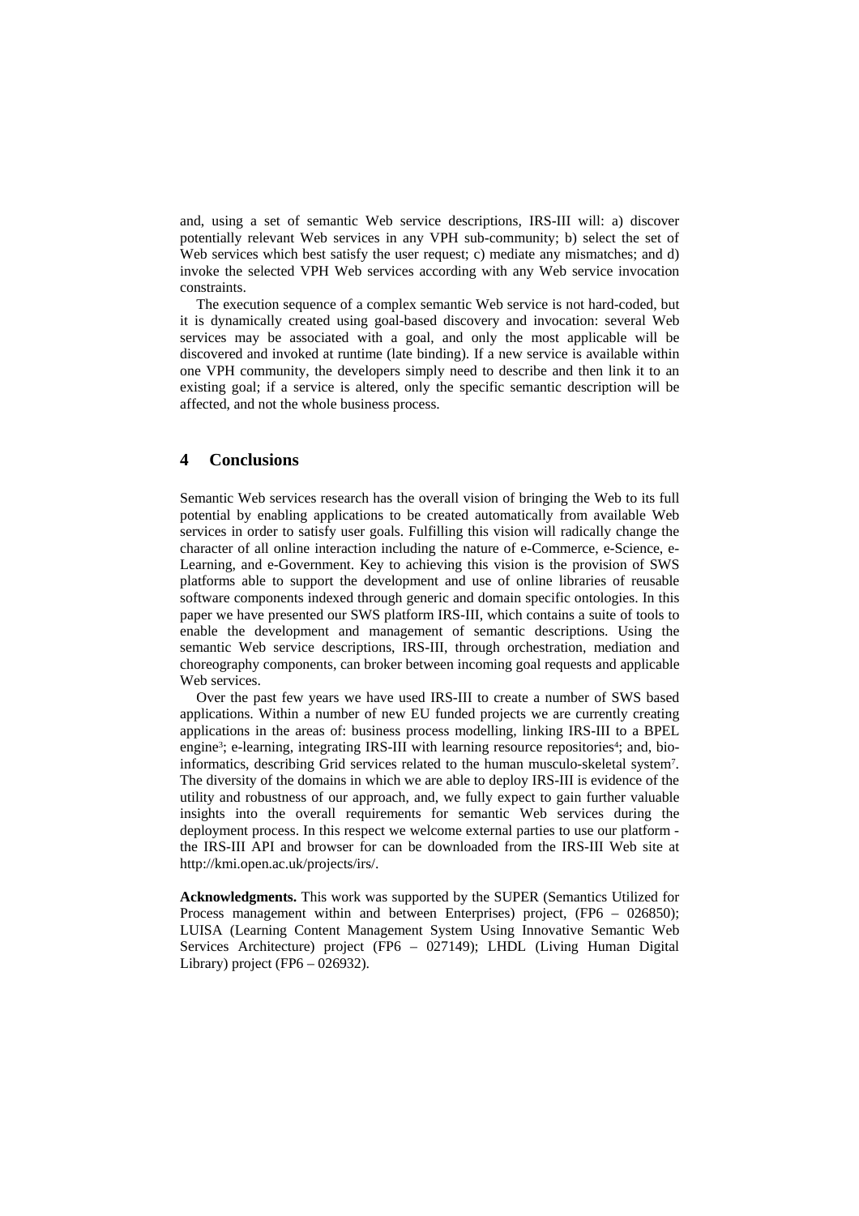and, using a set of semantic Web service descriptions, IRS-III will: a) discover potentially relevant Web services in any VPH sub-community; b) select the set of Web services which best satisfy the user request; c) mediate any mismatches; and d) invoke the selected VPH Web services according with any Web service invocation constraints.

The execution sequence of a complex semantic Web service is not hard-coded, but it is dynamically created using goal-based discovery and invocation: several Web services may be associated with a goal, and only the most applicable will be discovered and invoked at runtime (late binding). If a new service is available within one VPH community, the developers simply need to describe and then link it to an existing goal; if a service is altered, only the specific semantic description will be affected, and not the whole business process.

## 4 Conclusions

Semantic Web services research has the overall vision of bringing the Web to its full potential by enabling applications to be created automatically from available Web services in order to satisfy user goals. Fulfilling this vision will radically change the character of all online interaction including the nature of e-Commerce, e-Science, e-Learning, and e-Government. Key to achieving this vision is the provision of SWS platforms able to support the development and use of online libraries of reusable software components indexed through generic and domain specific ontologies. In this paper we have presented our SWS platform IRS-III, which contains a suite of tools to enable the development and management of semantic descriptions. Using the semantic Web service descriptions, IRS-III, through orchestration, mediation and choreography components, can broker between incoming goal requests and applicable Web services.

Over the past few years we have used IRS-III to create a number of SWS based applications. Within a number of new EU funded projects we are currently creating applications in the areas of: business process modelling, linking IRS-III to a BPEL engine[3]; e-learning, integrating IRS-III with learning resource repositories[4]; and, bio-informatics, describing Grid services related to the human musculo-skeletal system[7]. The diversity of the domains in which we are able to deploy IRS-III is evidence of the utility and robustness of our approach, and, we fully expect to gain further valuable insights into the overall requirements for semantic Web services during the deployment process. In this respect we welcome external parties to use our platform - the IRS-III API and browser for can be downloaded from the IRS-III Web site at http://kmi.open.ac.uk/projects/irs/.

**Acknowledgments.** This work was supported by the SUPER (Semantics Utilized for Process management within and between Enterprises) project, (FP6 – 026850); LUISA (Learning Content Management System Using Innovative Semantic Web Services Architecture) project (FP6 – 027149); LHDL (Living Human Digital Library) project (FP6 – 026932).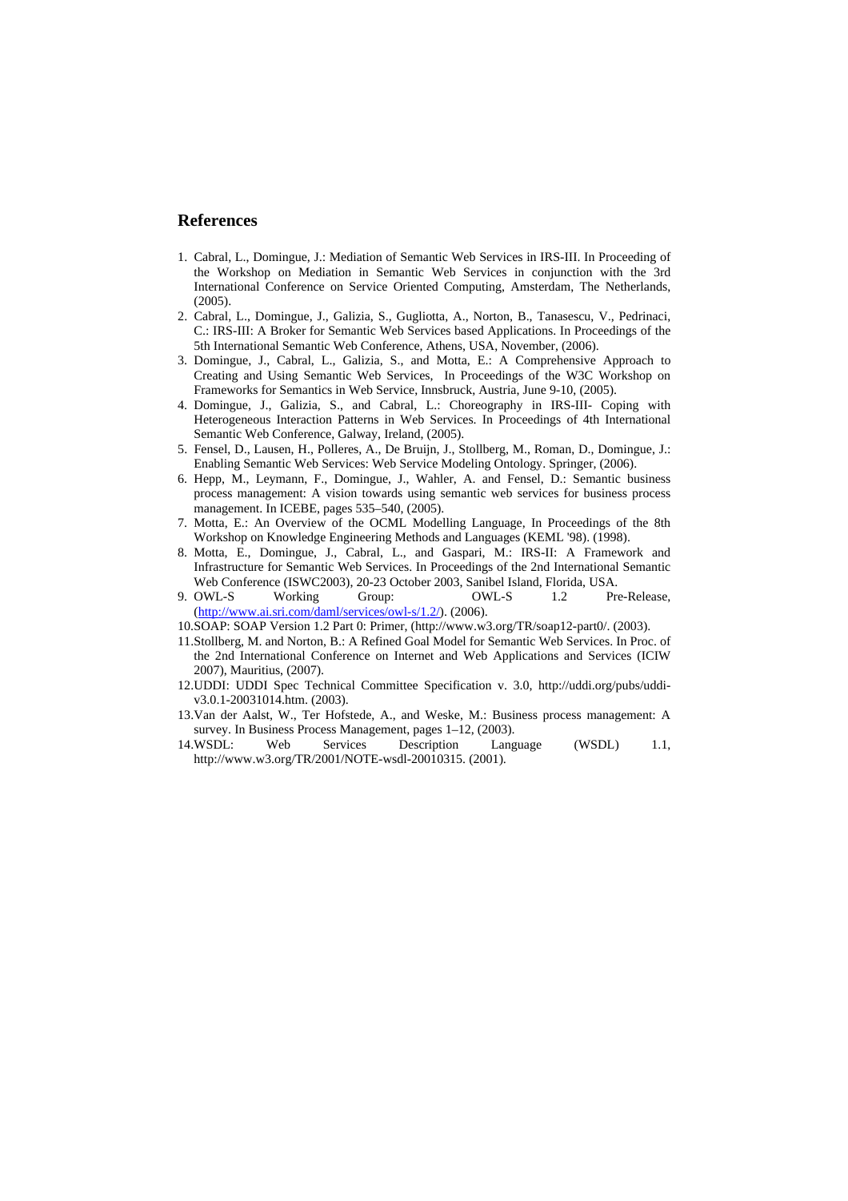## References

1. Cabral, L., Domingue, J.: Mediation of Semantic Web Services in IRS-III. In Proceeding of the Workshop on Mediation in Semantic Web Services in conjunction with the 3rd International Conference on Service Oriented Computing, Amsterdam, The Netherlands, (2005).
2. Cabral, L., Domingue, J., Galizia, S., Gugliotta, A., Norton, B., Tanasescu, V., Pedrinaci, C.: IRS-III: A Broker for Semantic Web Services based Applications. In Proceedings of the 5th International Semantic Web Conference, Athens, USA, November, (2006).
3. Domingue, J., Cabral, L., Galizia, S., and Motta, E.: A Comprehensive Approach to Creating and Using Semantic Web Services, In Proceedings of the W3C Workshop on Frameworks for Semantics in Web Service, Innsbruck, Austria, June 9-10, (2005).
4. Domingue, J., Galizia, S., and Cabral, L.: Choreography in IRS-III- Coping with Heterogeneous Interaction Patterns in Web Services. In Proceedings of 4th International Semantic Web Conference, Galway, Ireland, (2005).
5. Fensel, D., Lausen, H., Polleres, A., De Bruijn, J., Stollberg, M., Roman, D., Domingue, J.: Enabling Semantic Web Services: Web Service Modeling Ontology. Springer, (2006).
6. Hepp, M., Leymann, F., Domingue, J., Wahler, A. and Fensel, D.: Semantic business process management: A vision towards using semantic web services for business process management. In ICEBE, pages 535–540, (2005).
7. Motta, E.: An Overview of the OCML Modelling Language, In Proceedings of the 8th Workshop on Knowledge Engineering Methods and Languages (KEML '98). (1998).
8. Motta, E., Domingue, J., Cabral, L., and Gaspari, M.: IRS-II: A Framework and Infrastructure for Semantic Web Services. In Proceedings of the 2nd International Semantic Web Conference (ISWC2003), 20-23 October 2003, Sanibel Island, Florida, USA.
9. OWL-S Working Group: OWL-S 1.2 Pre-Release, (http://www.ai.sri.com/daml/services/owl-s/1.2/). (2006).
10. SOAP: SOAP Version 1.2 Part 0: Primer, (http://www.w3.org/TR/soap12-part0/. (2003).
11. Stollberg, M. and Norton, B.: A Refined Goal Model for Semantic Web Services. In Proc. of the 2nd International Conference on Internet and Web Applications and Services (ICIW 2007), Mauritius, (2007).
12. UDDI: UDDI Spec Technical Committee Specification v. 3.0, http://uddi.org/pubs/uddi-v3.0.1-20031014.htm. (2003).
13. Van der Aalst, W., Ter Hofstede, A., and Weske, M.: Business process management: A survey. In Business Process Management, pages 1–12, (2003).
14. WSDL: Web Services Description Language (WSDL) 1.1, http://www.w3.org/TR/2001/NOTE-wsdl-20010315. (2001).